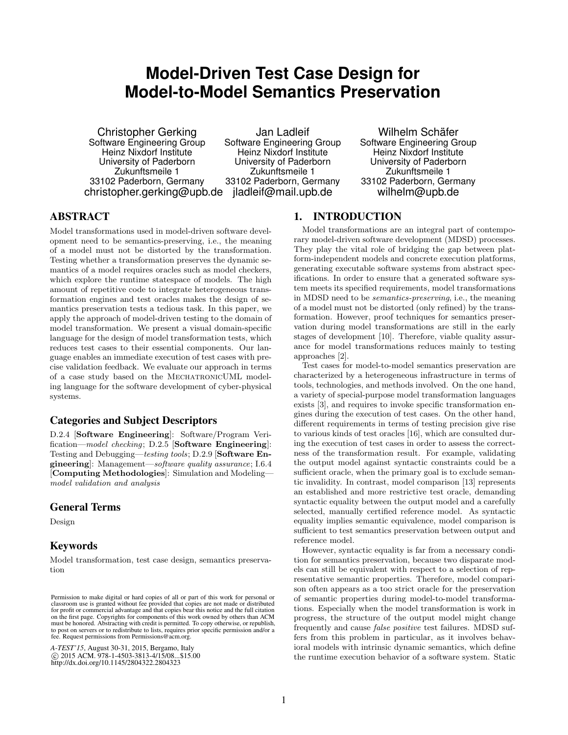# Model-Driven Test Case Design for Model-to-Model Semantics Preservation

Christopher Gerking
Software Engineering Group
Heinz Nixdorf Institute
University of Paderborn
Zukunftsmeile 1
33102 Paderborn, Germany
christopher.gerking@upb.de

Jan Ladleif
Software Engineering Group
Heinz Nixdorf Institute
University of Paderborn
Zukunftsmeile 1
33102 Paderborn, Germany
jladleif@mail.upb.de

Wilhelm Schäfer
Software Engineering Group
Heinz Nixdorf Institute
University of Paderborn
Zukunftsmeile 1
33102 Paderborn, Germany
wilhelm@upb.de

## ABSTRACT

Model transformations used in model-driven software development need to be semantics-preserving, i.e., the meaning of a model must not be distorted by the transformation. Testing whether a transformation preserves the dynamic semantics of a model requires oracles such as model checkers, which explore the runtime statespace of models. The high amount of repetitive code to integrate heterogeneous transformation engines and test oracles makes the design of semantics preservation tests a tedious task. In this paper, we apply the approach of model-driven testing to the domain of model transformation. We present a visual domain-specific language for the design of model transformation tests, which reduces test cases to their essential components. Our language enables an immediate execution of test cases with precise validation feedback. We evaluate our approach in terms of a case study based on the MechatronicUML modeling language for the software development of cyber-physical systems.

### Categories and Subject Descriptors

D.2.4 [**Software Engineering**]: Software/Program Verification—*model checking*; D.2.5 [**Software Engineering**]: Testing and Debugging—*testing tools*; D.2.9 [**Software Engineering**]: Management—*software quality assurance*; I.6.4 [**Computing Methodologies**]: Simulation and Modeling—*model validation and analysis*

### General Terms

Design

### Keywords

Model transformation, test case design, semantics preservation

Permission to make digital or hard copies of all or part of this work for personal or classroom use is granted without fee provided that copies are not made or distributed for profit or commercial advantage and that copies bear this notice and the full citation on the first page. Copyrights for components of this work owned by others than ACM must be honored. Abstracting with credit is permitted. To copy otherwise, or republish, to post on servers or to redistribute to lists, requires prior specific permission and/or a fee. Request permissions from Permissions@acm.org.

*A-TEST'15*, August 30-31, 2015, Bergamo, Italy
© 2015 ACM. 978-1-4503-3813-4/15/08...$15.00
http://dx.doi.org/10.1145/2804322.2804323

## 1. INTRODUCTION

Model transformations are an integral part of contemporary model-driven software development (MDSD) processes. They play the vital role of bridging the gap between platform-independent models and concrete execution platforms, generating executable software systems from abstract specifications. In order to ensure that a generated software system meets its specified requirements, model transformations in MDSD need to be *semantics-preserving*, i.e., the meaning of a model must not be distorted (only refined) by the transformation. However, proof techniques for semantics preservation during model transformations are still in the early stages of development [10]. Therefore, viable quality assurance for model transformations reduces mainly to testing approaches [2].

Test cases for model-to-model semantics preservation are characterized by a heterogeneous infrastructure in terms of tools, technologies, and methods involved. On the one hand, a variety of special-purpose model transformation languages exists [3], and requires to invoke specific transformation engines during the execution of test cases. On the other hand, different requirements in terms of testing precision give rise to various kinds of test oracles [16], which are consulted during the execution of test cases in order to assess the correctness of the transformation result. For example, validating the output model against syntactic constraints could be a sufficient oracle, when the primary goal is to exclude semantic invalidity. In contrast, model comparison [13] represents an established and more restrictive test oracle, demanding syntactic equality between the output model and a carefully selected, manually certified reference model. As syntactic equality implies semantic equivalence, model comparison is sufficient to test semantics preservation between output and reference model.

However, syntactic equality is far from a necessary condition for semantics preservation, because two disparate models can still be equivalent with respect to a selection of representative semantic properties. Therefore, model comparison often appears as a too strict oracle for the preservation of semantic properties during model-to-model transformations. Especially when the model transformation is work in progress, the structure of the output model might change frequently and cause *false positive* test failures. MDSD suffers from this problem in particular, as it involves behavioral models with intrinsic dynamic semantics, which define the runtime execution behavior of a software system. Static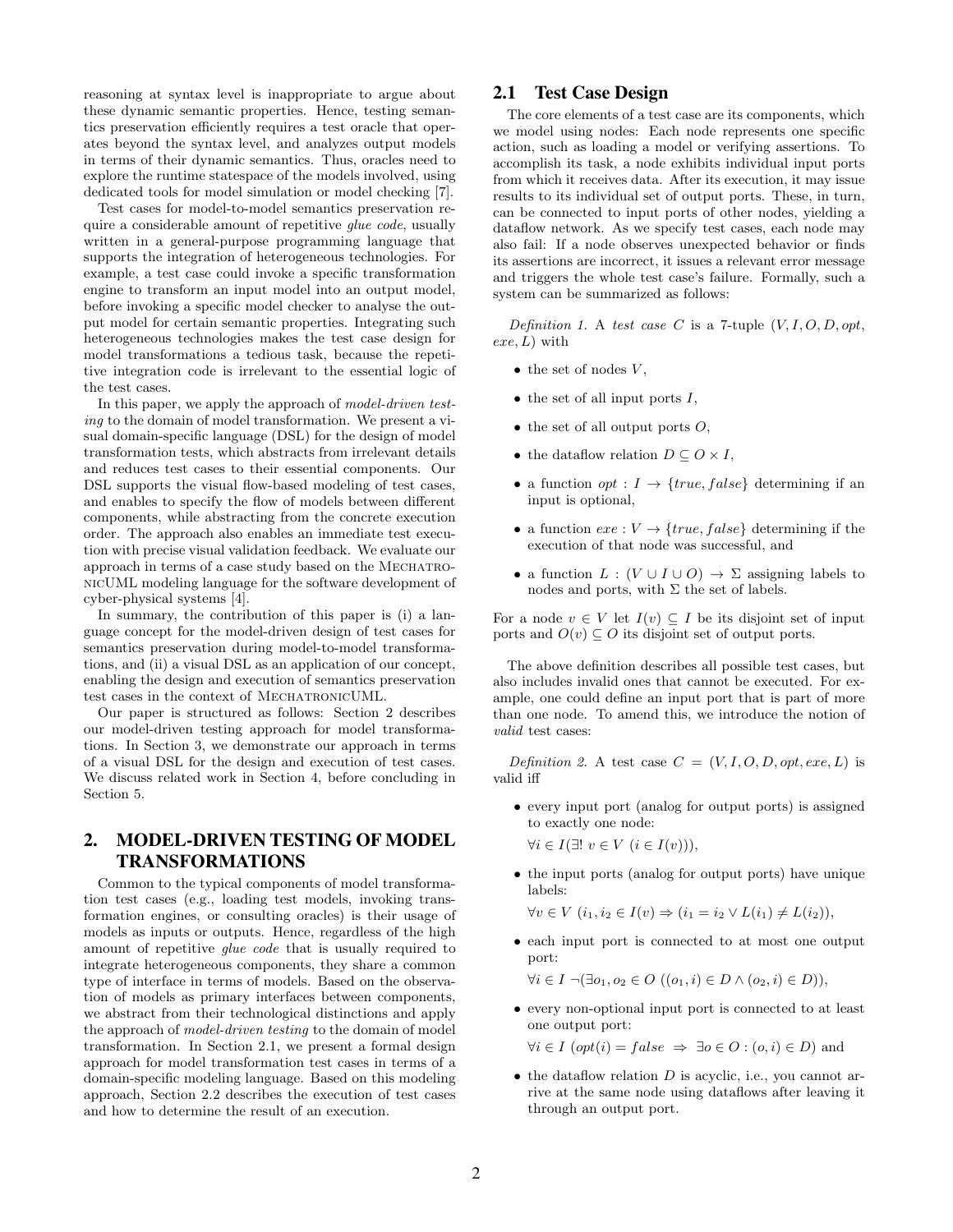reasoning at syntax level is inappropriate to argue about these dynamic semantic properties. Hence, testing semantics preservation efficiently requires a test oracle that operates beyond the syntax level, and analyzes output models in terms of their dynamic semantics. Thus, oracles need to explore the runtime statespace of the models involved, using dedicated tools for model simulation or model checking [7].

Test cases for model-to-model semantics preservation require a considerable amount of repetitive *glue code*, usually written in a general-purpose programming language that supports the integration of heterogeneous technologies. For example, a test case could invoke a specific transformation engine to transform an input model into an output model, before invoking a specific model checker to analyse the output model for certain semantic properties. Integrating such heterogeneous technologies makes the test case design for model transformations a tedious task, because the repetitive integration code is irrelevant to the essential logic of the test cases.

In this paper, we apply the approach of *model-driven testing* to the domain of model transformation. We present a visual domain-specific language (DSL) for the design of model transformation tests, which abstracts from irrelevant details and reduces test cases to their essential components. Our DSL supports the visual flow-based modeling of test cases, and enables to specify the flow of models between different components, while abstracting from the concrete execution order. The approach also enables an immediate test execution with precise visual validation feedback. We evaluate our approach in terms of a case study based on the MechatronicUML modeling language for the software development of cyber-physical systems [4].

In summary, the contribution of this paper is (i) a language concept for the model-driven design of test cases for semantics preservation during model-to-model transformations, and (ii) a visual DSL as an application of our concept, enabling the design and execution of semantics preservation test cases in the context of MechatronicUML.

Our paper is structured as follows: Section 2 describes our model-driven testing approach for model transformations. In Section 3, we demonstrate our approach in terms of a visual DSL for the design and execution of test cases. We discuss related work in Section 4, before concluding in Section 5.

## 2. MODEL-DRIVEN TESTING OF MODEL TRANSFORMATIONS

Common to the typical components of model transformation test cases (e.g., loading test models, invoking transformation engines, or consulting oracles) is their usage of models as inputs or outputs. Hence, regardless of the high amount of repetitive *glue code* that is usually required to integrate heterogeneous components, they share a common type of interface in terms of models. Based on the observation of models as primary interfaces between components, we abstract from their technological distinctions and apply the approach of *model-driven testing* to the domain of model transformation. In Section 2.1, we present a formal design approach for model transformation test cases in terms of a domain-specific modeling language. Based on this modeling approach, Section 2.2 describes the execution of test cases and how to determine the result of an execution.

### 2.1 Test Case Design

The core elements of a test case are its components, which we model using nodes: Each node represents one specific action, such as loading a model or verifying assertions. To accomplish its task, a node exhibits individual input ports from which it receives data. After its execution, it may issue results to its individual set of output ports. These, in turn, can be connected to input ports of other nodes, yielding a dataflow network. As we specify test cases, each node may also fail: If a node observes unexpected behavior or finds its assertions are incorrect, it issues a relevant error message and triggers the whole test case's failure. Formally, such a system can be summarized as follows:

*Definition 1.* A *test case* $C$ is a 7-tuple $(V, I, O, D, opt, exe, L)$ with

- the set of nodes $V$,
- the set of all input ports $I$,
- the set of all output ports $O$,
- the dataflow relation $D \subseteq O \times I$,
- a function $opt : I \rightarrow \{true, false\}$ determining if an input is optional,
- a function $exe : V \rightarrow \{true, false\}$ determining if the execution of that node was successful, and
- a function $L : (V \cup I \cup O) \rightarrow \Sigma$ assigning labels to nodes and ports, with $\Sigma$ the set of labels.

For a node $v \in V$ let $I(v) \subseteq I$ be its disjoint set of input ports and $O(v) \subseteq O$ its disjoint set of output ports.

The above definition describes all possible test cases, but also includes invalid ones that cannot be executed. For example, one could define an input port that is part of more than one node. To amend this, we introduce the notion of *valid* test cases:

*Definition 2.* A test case $C = (V, I, O, D, opt, exe, L)$ is valid iff

- every input port (analog for output ports) is assigned to exactly one node:
  $\forall i \in I (\exists!\ v \in V\ (i \in I(v)))$,
- the input ports (analog for output ports) have unique labels:
  $\forall v \in V\ (i_1, i_2 \in I(v) \Rightarrow (i_1 = i_2 \vee L(i_1) \neq L(i_2))$,
- each input port is connected to at most one output port:
  $\forall i \in I\ \neg(\exists o_1, o_2 \in O\ ((o_1, i) \in D \wedge (o_2, i) \in D))$,
- every non-optional input port is connected to at least one output port:
  $\forall i \in I\ (opt(i) = false\ \Rightarrow\ \exists o \in O : (o, i) \in D)$ and
- the dataflow relation $D$ is acyclic, i.e., you cannot arrive at the same node using dataflows after leaving it through an output port.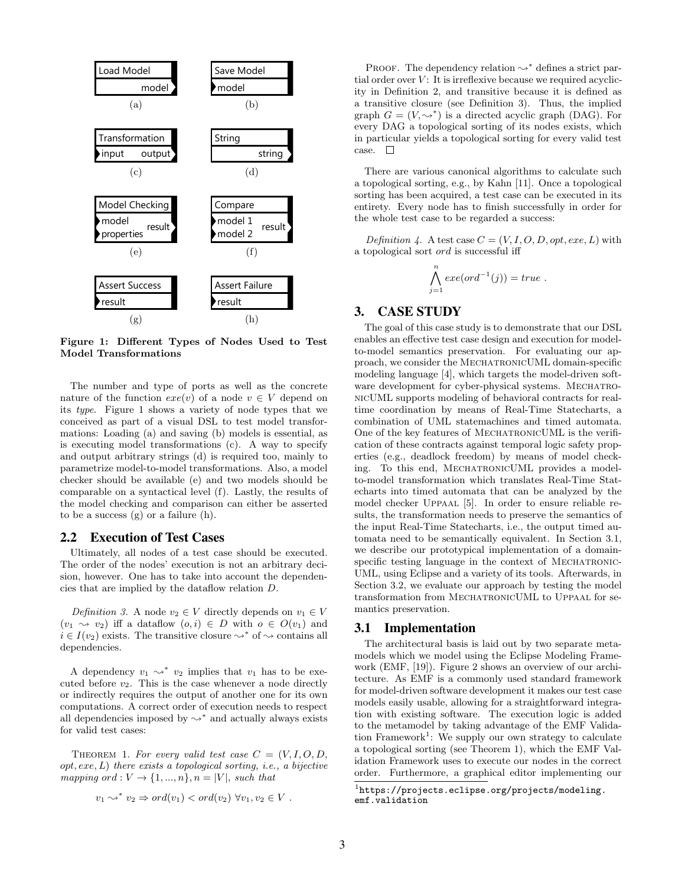Load Model
model

(a)

Save Model
model

(b)

Transformation
input output

(c)

String
string

(d)

Model Checking
model
properties
result

(e)

Compare
model 1
model 2
result

(f)

Assert Success
result

(g)

Assert Failure
result

(h)

**Figure 1: Different Types of Nodes Used to Test Model Transformations**

The number and type of ports as well as the concrete nature of the function $exe(v)$ of a node $v \in V$ depend on its *type*. Figure 1 shows a variety of node types that we conceived as part of a visual DSL to test model transformations: Loading (a) and saving (b) models is essential, as is executing model transformations (c). A way to specify and output arbitrary strings (d) is required too, mainly to parametrize model-to-model transformations. Also, a model checker should be available (e) and two models should be comparable on a syntactical level (f). Lastly, the results of the model checking and comparison can either be asserted to be a success (g) or a failure (h).

## 2.2 Execution of Test Cases

Ultimately, all nodes of a test case should be executed. The order of the nodes' execution is not an arbitrary decision, however. One has to take into account the dependencies that are implied by the dataflow relation $D$.

*Definition 3.* A node $v_2 \in V$ directly depends on $v_1 \in V$ ($v_1 \rightsquigarrow v_2$) iff a dataflow $(o, i) \in D$ with $o \in O(v_1)$ and $i \in I(v_2)$ exists. The transitive closure $\rightsquigarrow^*$ of $\rightsquigarrow$ contains all dependencies.

A dependency $v_1 \rightsquigarrow^* v_2$ implies that $v_1$ has to be executed before $v_2$. This is the case whenever a node directly or indirectly requires the output of another one for its own computations. A correct order of execution needs to respect all dependencies imposed by $\rightsquigarrow^*$ and actually always exists for valid test cases:

THEOREM 1. *For every valid test case $C = (V, I, O, D, opt, exe, L)$ there exists a topological sorting, i.e., a bijective mapping $ord : V \rightarrow \{1, ..., n\}, n = |V|$, such that*

$$v_1 \rightsquigarrow^* v_2 \Rightarrow ord(v_1) < ord(v_2) \ \forall v_1, v_2 \in V \ .$$

PROOF. The dependency relation $\rightsquigarrow^*$ defines a strict partial order over $V$: It is irreflexive because we required acyclicity in Definition 2, and transitive because it is defined as a transitive closure (see Definition 3). Thus, the implied graph $G = (V, \rightsquigarrow^*)$ is a directed acyclic graph (DAG). For every DAG a topological sorting of its nodes exists, which in particular yields a topological sorting for every valid test case. □

There are various canonical algorithms to calculate such a topological sorting, e.g., by Kahn [11]. Once a topological sorting has been acquired, a test case can be executed in its entirety. Every node has to finish successfully in order for the whole test case to be regarded a success:

*Definition 4.* A test case $C = (V, I, O, D, opt, exe, L)$ with a topological sort $ord$ is successful iff

$$\bigwedge_{j=1}^{n} exe(ord^{-1}(j)) = true \ .$$

# 3. CASE STUDY

The goal of this case study is to demonstrate that our DSL enables an effective test case design and execution for model-to-model semantics preservation. For evaluating our approach, we consider the MechatronicUML domain-specific modeling language [4], which targets the model-driven software development for cyber-physical systems. MechatronicUML supports modeling of behavioral contracts for real-time coordination by means of Real-Time Statecharts, a combination of UML statemachines and timed automata. One of the key features of MechatronicUML is the verification of these contracts against temporal logic safety properties (e.g., deadlock freedom) by means of model checking. To this end, MechatronicUML provides a model-to-model transformation which translates Real-Time Statecharts into timed automata that can be analyzed by the model checker Uppaal [5]. In order to ensure reliable results, the transformation needs to preserve the semantics of the input Real-Time Statecharts, i.e., the output timed automata need to be semantically equivalent. In Section 3.1, we describe our prototypical implementation of a domain-specific testing language in the context of MechatronicUML, using Eclipse and a variety of its tools. Afterwards, in Section 3.2, we evaluate our approach by testing the model transformation from MechatronicUML to Uppaal for semantics preservation.

## 3.1 Implementation

The architectural basis is laid out by two separate metamodels which we model using the Eclipse Modeling Framework (EMF, [19]). Figure 2 shows an overview of our architecture. As EMF is a commonly used standard framework for model-driven software development it makes our test case models easily usable, allowing for a straightforward integration with existing software. The execution logic is added to the metamodel by taking advantage of the EMF Validation Framework[1]: We supply our own strategy to calculate a topological sorting (see Theorem 1), which the EMF Validation Framework uses to execute our nodes in the correct order. Furthermore, a graphical editor implementing our

[1] https://projects.eclipse.org/projects/modeling.emf.validation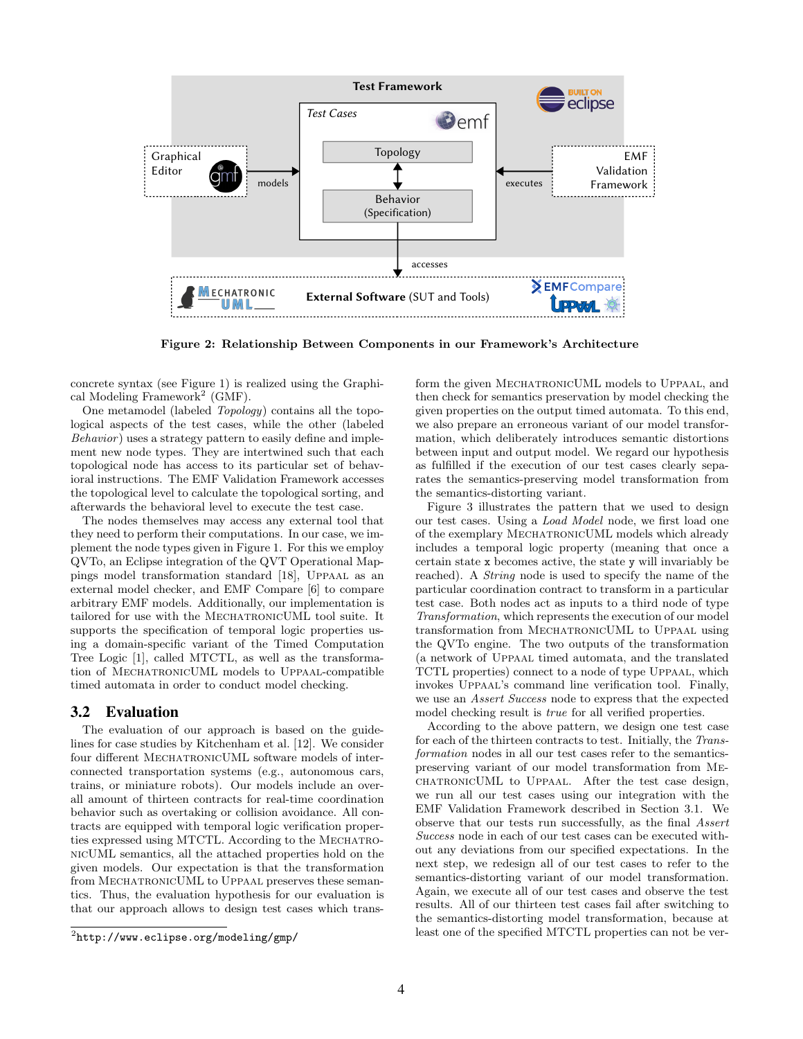Figure 2: Relationship Between Components in our Framework's Architecture

concrete syntax (see Figure 1) is realized using the Graphical Modeling Framework[2] (GMF).

One metamodel (labeled *Topology*) contains all the topological aspects of the test cases, while the other (labeled *Behavior*) uses a strategy pattern to easily define and implement new node types. They are intertwined such that each topological node has access to its particular set of behavioral instructions. The EMF Validation Framework accesses the topological level to calculate the topological sorting, and afterwards the behavioral level to execute the test case.

The nodes themselves may access any external tool that they need to perform their computations. In our case, we implement the node types given in Figure 1. For this we employ QVTo, an Eclipse integration of the QVT Operational Mappings model transformation standard [18], Uppaal as an external model checker, and EMF Compare [6] to compare arbitrary EMF models. Additionally, our implementation is tailored for use with the MechatronicUML tool suite. It supports the specification of temporal logic properties using a domain-specific variant of the Timed Computation Tree Logic [1], called MTCTL, as well as the transformation of MechatronicUML models to Uppaal-compatible timed automata in order to conduct model checking.

## 3.2 Evaluation

The evaluation of our approach is based on the guidelines for case studies by Kitchenham et al. [12]. We consider four different MechatronicUML software models of interconnected transportation systems (e.g., autonomous cars, trains, or miniature robots). Our models include an overall amount of thirteen contracts for real-time coordination behavior such as overtaking or collision avoidance. All contracts are equipped with temporal logic verification properties expressed using MTCTL. According to the MechatronicUML semantics, all the attached properties hold on the given models. Our expectation is that the transformation from MechatronicUML to Uppaal preserves these semantics. Thus, the evaluation hypothesis for our evaluation is that our approach allows to design test cases which transform the given MechatronicUML models to Uppaal, and then check for semantics preservation by model checking the given properties on the output timed automata. To this end, we also prepare an erroneous variant of our model transformation, which deliberately introduces semantic distortions between input and output model. We regard our hypothesis as fulfilled if the execution of our test cases clearly separates the semantics-preserving model transformation from the semantics-distorting variant.

Figure 3 illustrates the pattern that we used to design our test cases. Using a *Load Model* node, we first load one of the exemplary MechatronicUML models which already includes a temporal logic property (meaning that once a certain state `x` becomes active, the state `y` will invariably be reached). A *String* node is used to specify the name of the particular coordination contract to transform in a particular test case. Both nodes act as inputs to a third node of type *Transformation*, which represents the execution of our model transformation from MechatronicUML to Uppaal using the QVTo engine. The two outputs of the transformation (a network of Uppaal timed automata, and the translated TCTL properties) connect to a node of type Uppaal, which invokes Uppaal's command line verification tool. Finally, we use an *Assert Success* node to express that the expected model checking result is *true* for all verified properties.

According to the above pattern, we design one test case for each of the thirteen contracts to test. Initially, the *Transformation* nodes in all our test cases refer to the semantics-preserving variant of our model transformation from MechatronicUML to Uppaal. After the test case design, we run all our test cases using our integration with the EMF Validation Framework described in Section 3.1. We observe that our tests run successfully, as the final *Assert Success* node in each of our test cases can be executed without any deviations from our specified expectations. In the next step, we redesign all of our test cases to refer to the semantics-distorting variant of our model transformation. Again, we execute all of our test cases and observe the test results. All of our thirteen test cases fail after switching to the semantics-distorting model transformation, because at least one of the specified MTCTL properties can not be ver-

[2] http://www.eclipse.org/modeling/gmp/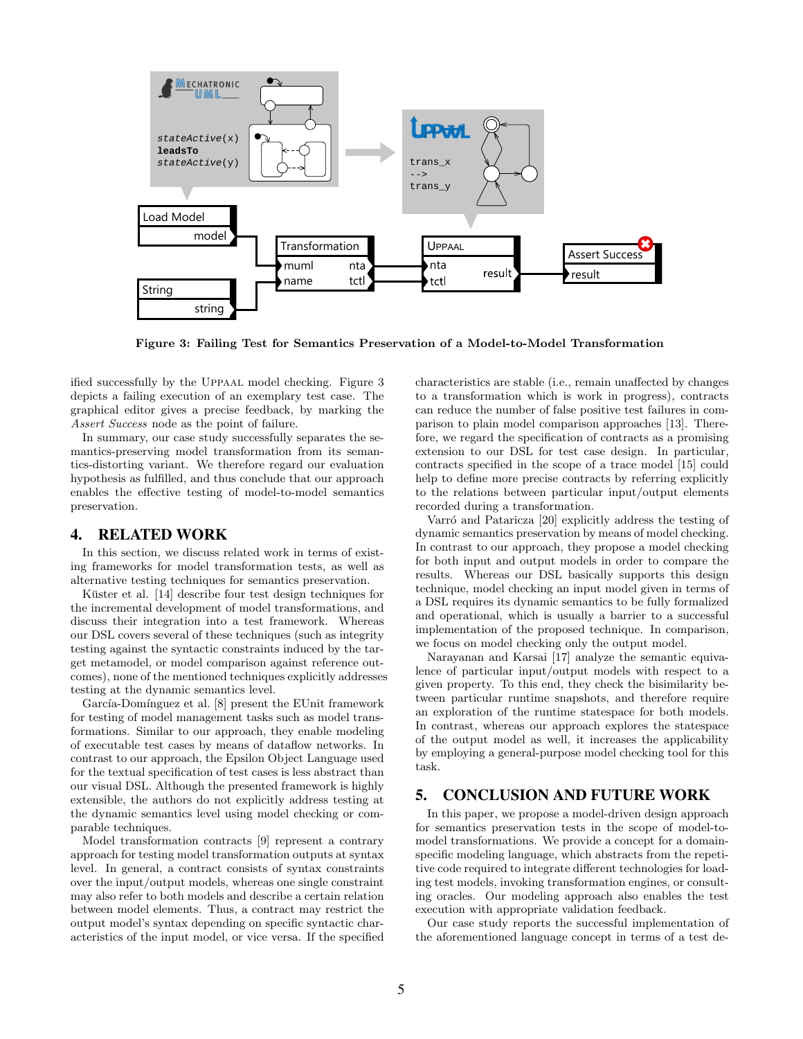Figure 3: Failing Test for Semantics Preservation of a Model-to-Model Transformation

ified successfully by the UPPAAL model checking. Figure 3 depicts a failing execution of an exemplary test case. The graphical editor gives a precise feedback, by marking the *Assert Success* node as the point of failure.

In summary, our case study successfully separates the semantics-preserving model transformation from its semantics-distorting variant. We therefore regard our evaluation hypothesis as fulfilled, and thus conclude that our approach enables the effective testing of model-to-model semantics preservation.

## 4. RELATED WORK

In this section, we discuss related work in terms of existing frameworks for model transformation tests, as well as alternative testing techniques for semantics preservation.

Küster et al. [14] describe four test design techniques for the incremental development of model transformations, and discuss their integration into a test framework. Whereas our DSL covers several of these techniques (such as integrity testing against the syntactic constraints induced by the target metamodel, or model comparison against reference outcomes), none of the mentioned techniques explicitly addresses testing at the dynamic semantics level.

García-Domínguez et al. [8] present the EUnit framework for testing of model management tasks such as model transformations. Similar to our approach, they enable modeling of executable test cases by means of dataflow networks. In contrast to our approach, the Epsilon Object Language used for the textual specification of test cases is less abstract than our visual DSL. Although the presented framework is highly extensible, the authors do not explicitly address testing at the dynamic semantics level using model checking or comparable techniques.

Model transformation contracts [9] represent a contrary approach for testing model transformation outputs at syntax level. In general, a contract consists of syntax constraints over the input/output models, whereas one single constraint may also refer to both models and describe a certain relation between model elements. Thus, a contract may restrict the output model's syntax depending on specific syntactic characteristics of the input model, or vice versa. If the specified characteristics are stable (i.e., remain unaffected by changes to a transformation which is work in progress), contracts can reduce the number of false positive test failures in comparison to plain model comparison approaches [13]. Therefore, we regard the specification of contracts as a promising extension to our DSL for test case design. In particular, contracts specified in the scope of a trace model [15] could help to define more precise contracts by referring explicitly to the relations between particular input/output elements recorded during a transformation.

Varró and Pataricza [20] explicitly address the testing of dynamic semantics preservation by means of model checking. In contrast to our approach, they propose a model checking for both input and output models in order to compare the results. Whereas our DSL basically supports this design technique, model checking an input model given in terms of a DSL requires its dynamic semantics to be fully formalized and operational, which is usually a barrier to a successful implementation of the proposed technique. In comparison, we focus on model checking only the output model.

Narayanan and Karsai [17] analyze the semantic equivalence of particular input/output models with respect to a given property. To this end, they check the bisimilarity between particular runtime snapshots, and therefore require an exploration of the runtime statespace for both models. In contrast, whereas our approach explores the statespace of the output model as well, it increases the applicability by employing a general-purpose model checking tool for this task.

## 5. CONCLUSION AND FUTURE WORK

In this paper, we propose a model-driven design approach for semantics preservation tests in the scope of model-to-model transformations. We provide a concept for a domain-specific modeling language, which abstracts from the repetitive code required to integrate different technologies for loading test models, invoking transformation engines, or consulting oracles. Our modeling approach also enables the test execution with appropriate validation feedback.

Our case study reports the successful implementation of the aforementioned language concept in terms of a test de-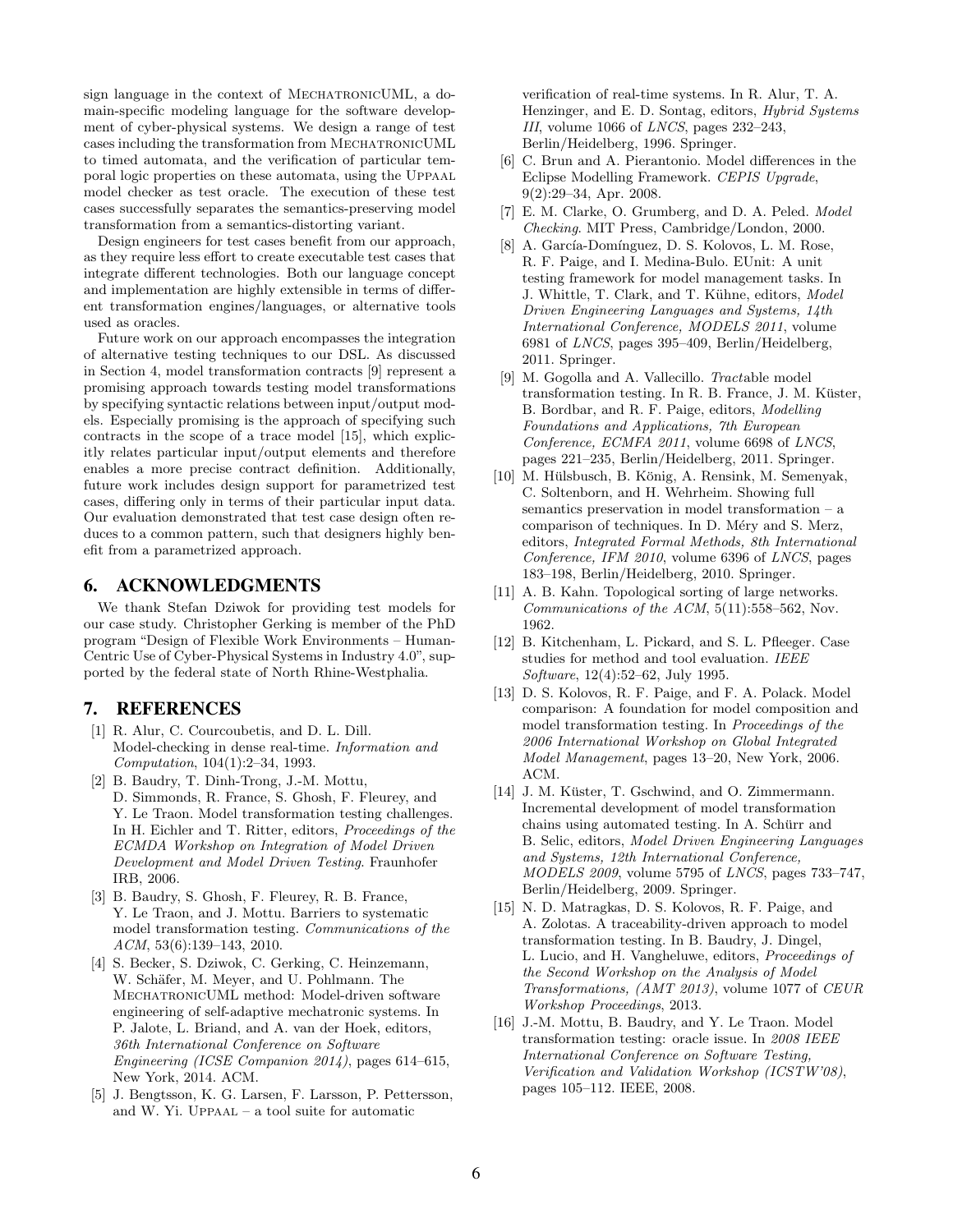sign language in the context of MechatronicUML, a domain-specific modeling language for the software development of cyber-physical systems. We design a range of test cases including the transformation from MechatronicUML to timed automata, and the verification of particular temporal logic properties on these automata, using the Uppaal model checker as test oracle. The execution of these test cases successfully separates the semantics-preserving model transformation from a semantics-distorting variant.

Design engineers for test cases benefit from our approach, as they require less effort to create executable test cases that integrate different technologies. Both our language concept and implementation are highly extensible in terms of different transformation engines/languages, or alternative tools used as oracles.

Future work on our approach encompasses the integration of alternative testing techniques to our DSL. As discussed in Section 4, model transformation contracts [9] represent a promising approach towards testing model transformations by specifying syntactic relations between input/output models. Especially promising is the approach of specifying such contracts in the scope of a trace model [15], which explicitly relates particular input/output elements and therefore enables a more precise contract definition. Additionally, future work includes design support for parametrized test cases, differing only in terms of their particular input data. Our evaluation demonstrated that test case design often reduces to a common pattern, such that designers highly benefit from a parametrized approach.

## 6. ACKNOWLEDGMENTS

We thank Stefan Dziwok for providing test models for our case study. Christopher Gerking is member of the PhD program "Design of Flexible Work Environments – Human-Centric Use of Cyber-Physical Systems in Industry 4.0", supported by the federal state of North Rhine-Westphalia.

## 7. REFERENCES

[1] R. Alur, C. Courcoubetis, and D. L. Dill. Model-checking in dense real-time. *Information and Computation*, 104(1):2–34, 1993.

[2] B. Baudry, T. Dinh-Trong, J.-M. Mottu, D. Simmonds, R. France, S. Ghosh, F. Fleurey, and Y. Le Traon. Model transformation testing challenges. In H. Eichler and T. Ritter, editors, *Proceedings of the ECMDA Workshop on Integration of Model Driven Development and Model Driven Testing*. Fraunhofer IRB, 2006.

[3] B. Baudry, S. Ghosh, F. Fleurey, R. B. France, Y. Le Traon, and J. Mottu. Barriers to systematic model transformation testing. *Communications of the ACM*, 53(6):139–143, 2010.

[4] S. Becker, S. Dziwok, C. Gerking, C. Heinzemann, W. Schäfer, M. Meyer, and U. Pohlmann. The MechatronicUML method: Model-driven software engineering of self-adaptive mechatronic systems. In P. Jalote, L. Briand, and A. van der Hoek, editors, *36th International Conference on Software Engineering (ICSE Companion 2014)*, pages 614–615, New York, 2014. ACM.

[5] J. Bengtsson, K. G. Larsen, F. Larsson, P. Pettersson, and W. Yi. Uppaal – a tool suite for automatic verification of real-time systems. In R. Alur, T. A. Henzinger, and E. D. Sontag, editors, *Hybrid Systems III*, volume 1066 of *LNCS*, pages 232–243, Berlin/Heidelberg, 1996. Springer.

[6] C. Brun and A. Pierantonio. Model differences in the Eclipse Modelling Framework. *CEPIS Upgrade*, 9(2):29–34, Apr. 2008.

[7] E. M. Clarke, O. Grumberg, and D. A. Peled. *Model Checking*. MIT Press, Cambridge/London, 2000.

[8] A. García-Domínguez, D. S. Kolovos, L. M. Rose, R. F. Paige, and I. Medina-Bulo. EUnit: A unit testing framework for model management tasks. In J. Whittle, T. Clark, and T. Kühne, editors, *Model Driven Engineering Languages and Systems, 14th International Conference, MODELS 2011*, volume 6981 of *LNCS*, pages 395–409, Berlin/Heidelberg, 2011. Springer.

[9] M. Gogolla and A. Vallecillo. *Tract*able model transformation testing. In R. B. France, J. M. Küster, B. Bordbar, and R. F. Paige, editors, *Modelling Foundations and Applications, 7th European Conference, ECMFA 2011*, volume 6698 of *LNCS*, pages 221–235, Berlin/Heidelberg, 2011. Springer.

[10] M. Hülsbusch, B. König, A. Rensink, M. Semenyak, C. Soltenborn, and H. Wehrheim. Showing full semantics preservation in model transformation – a comparison of techniques. In D. Méry and S. Merz, editors, *Integrated Formal Methods, 8th International Conference, IFM 2010*, volume 6396 of *LNCS*, pages 183–198, Berlin/Heidelberg, 2010. Springer.

[11] A. B. Kahn. Topological sorting of large networks. *Communications of the ACM*, 5(11):558–562, Nov. 1962.

[12] B. Kitchenham, L. Pickard, and S. L. Pfleeger. Case studies for method and tool evaluation. *IEEE Software*, 12(4):52–62, July 1995.

[13] D. S. Kolovos, R. F. Paige, and F. A. Polack. Model comparison: A foundation for model composition and model transformation testing. In *Proceedings of the 2006 International Workshop on Global Integrated Model Management*, pages 13–20, New York, 2006. ACM.

[14] J. M. Küster, T. Gschwind, and O. Zimmermann. Incremental development of model transformation chains using automated testing. In A. Schürr and B. Selic, editors, *Model Driven Engineering Languages and Systems, 12th International Conference, MODELS 2009*, volume 5795 of *LNCS*, pages 733–747, Berlin/Heidelberg, 2009. Springer.

[15] N. D. Matragkas, D. S. Kolovos, R. F. Paige, and A. Zolotas. A traceability-driven approach to model transformation testing. In B. Baudry, J. Dingel, L. Lucio, and H. Vangheluwe, editors, *Proceedings of the Second Workshop on the Analysis of Model Transformations, (AMT 2013)*, volume 1077 of *CEUR Workshop Proceedings*, 2013.

[16] J.-M. Mottu, B. Baudry, and Y. Le Traon. Model transformation testing: oracle issue. In *2008 IEEE International Conference on Software Testing, Verification and Validation Workshop (ICSTW'08)*, pages 105–112. IEEE, 2008.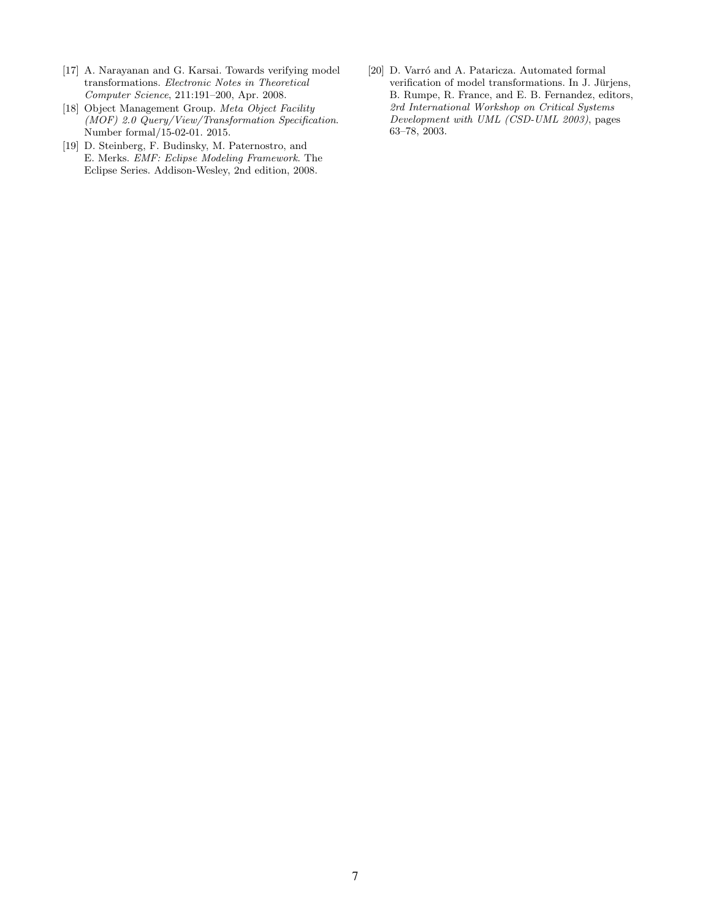[17] A. Narayanan and G. Karsai. Towards verifying model transformations. *Electronic Notes in Theoretical Computer Science*, 211:191–200, Apr. 2008.

[18] Object Management Group. *Meta Object Facility (MOF) 2.0 Query/View/Transformation Specification*. Number formal/15-02-01. 2015.

[19] D. Steinberg, F. Budinsky, M. Paternostro, and E. Merks. *EMF: Eclipse Modeling Framework*. The Eclipse Series. Addison-Wesley, 2nd edition, 2008.

[20] D. Varró and A. Pataricza. Automated formal verification of model transformations. In J. Jürjens, B. Rumpe, R. France, and E. B. Fernandez, editors, *2rd International Workshop on Critical Systems Development with UML (CSD-UML 2003)*, pages 63–78, 2003.